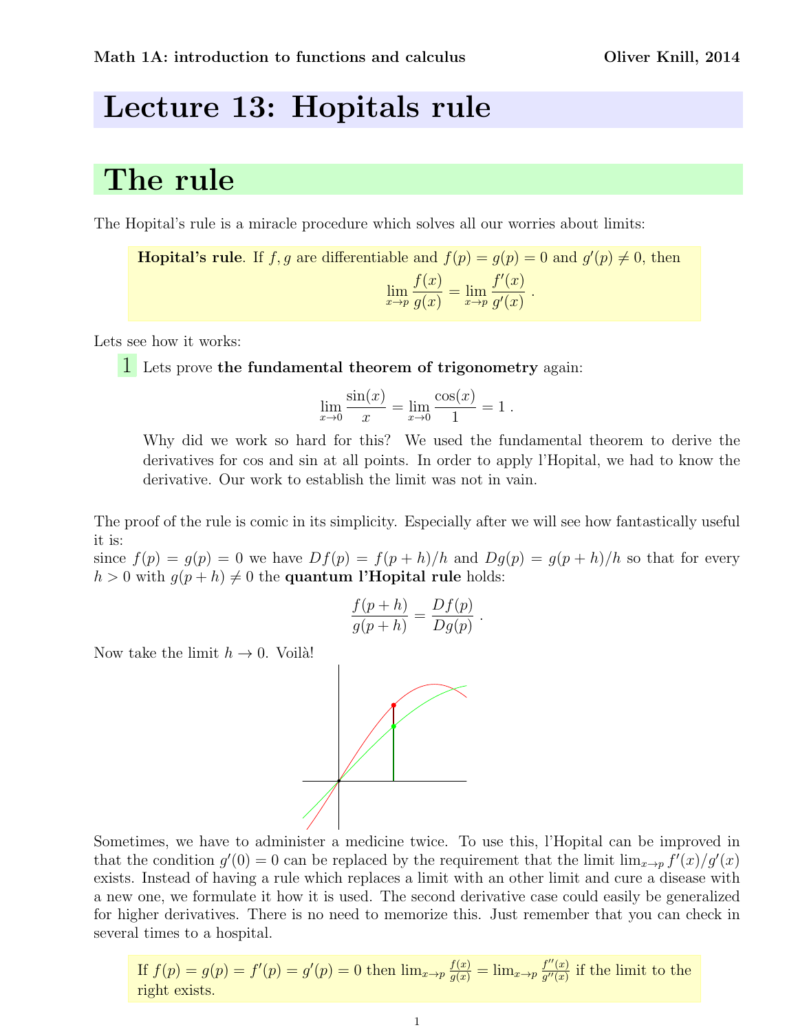# Lecture 13: Hopitals rule

## The rule

The Hopital's rule is a miracle procedure which solves all our worries about limits:

> **Hopital's rule**. If $f, g$ are differentiable and $f(p) = g(p) = 0$ and $g'(p) \neq 0$, then
> $$\lim_{x \to p} \frac{f(x)}{g(x)} = \lim_{x \to p} \frac{f'(x)}{g'(x)} .$$

Lets see how it works:

**1** Lets prove **the fundamental theorem of trigonometry** again:

$$\lim_{x \to 0} \frac{\sin(x)}{x} = \lim_{x \to 0} \frac{\cos(x)}{1} = 1 .$$

Why did we work so hard for this? We used the fundamental theorem to derive the derivatives for cos and sin at all points. In order to apply l'Hopital, we had to know the derivative. Our work to establish the limit was not in vain.

The proof of the rule is comic in its simplicity. Especially after we will see how fantastically useful it is:
since $f(p) = g(p) = 0$ we have $Df(p) = f(p + h)/h$ and $Dg(p) = g(p + h)/h$ so that for every $h > 0$ with $g(p + h) \neq 0$ the **quantum l'Hopital rule** holds:

$$\frac{f(p + h)}{g(p + h)} = \frac{Df(p)}{Dg(p)} .$$

Now take the limit $h \to 0$. Voilà!

Sometimes, we have to administer a medicine twice. To use this, l'Hopital can be improved in that the condition $g'(0) = 0$ can be replaced by the requirement that the limit $\lim_{x \to p} f'(x)/g'(x)$ exists. Instead of having a rule which replaces a limit with an other limit and cure a disease with a new one, we formulate it how it is used. The second derivative case could easily be generalized for higher derivatives. There is no need to memorize this. Just remember that you can check in several times to a hospital.

> If $f(p) = g(p) = f'(p) = g'(p) = 0$ then $\lim_{x \to p} \frac{f(x)}{g(x)} = \lim_{x \to p} \frac{f''(x)}{g''(x)}$ if the limit to the right exists.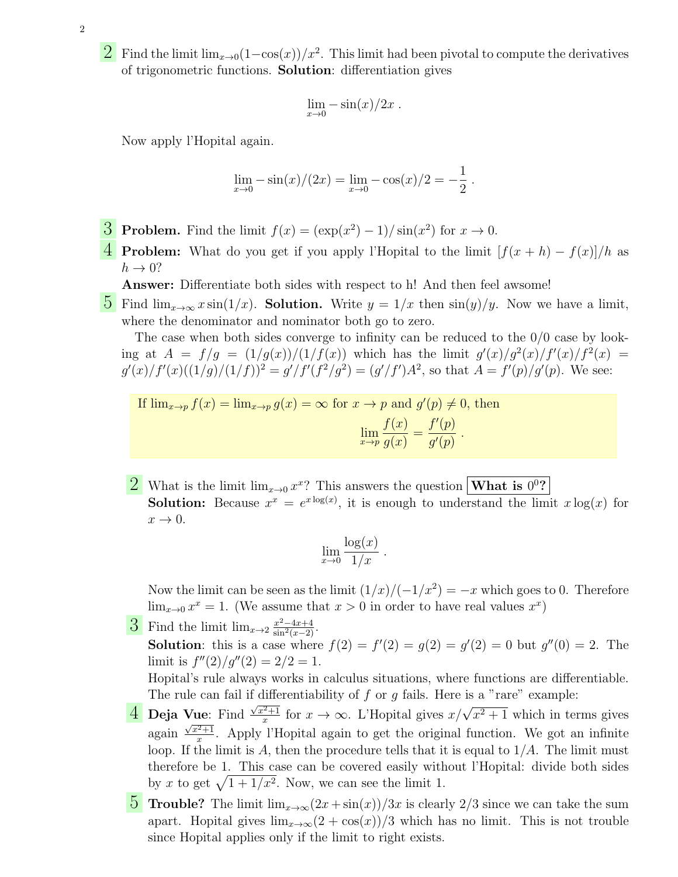**2** Find the limit $\lim_{x\to 0}(1-\cos(x))/x^2$. This limit had been pivotal to compute the derivatives of trigonometric functions. **Solution**: differentiation gives

$$\lim_{x\to 0} -\sin(x)/2x \ .$$

Now apply l'Hopital again.

$$\lim_{x\to 0} -\sin(x)/(2x) = \lim_{x\to 0} -\cos(x)/2 = -\frac{1}{2} \ .$$

**3** **Problem.** Find the limit $f(x) = (\exp(x^2) - 1)/\sin(x^2)$ for $x \to 0$.

**4** **Problem:** What do you get if you apply l'Hopital to the limit $[f(x+h) - f(x)]/h$ as $h \to 0$?

**Answer:** Differentiate both sides with respect to h! And then feel awsome!

**5** Find $\lim_{x\to\infty} x\sin(1/x)$. **Solution.** Write $y = 1/x$ then $\sin(y)/y$. Now we have a limit, where the denominator and nominator both go to zero.

The case when both sides converge to infinity can be reduced to the 0/0 case by looking at $A = f/g = (1/g(x))/(1/f(x))$ which has the limit $g'(x)/g^2(x)/f'(x)/f^2(x) = g'(x)/f'(x)((1/g)/(1/f))^2 = g'/f'(f^2/g^2) = (g'/f')A^2$, so that $A = f'(p)/g'(p)$. We see:

> If $\lim_{x\to p} f(x) = \lim_{x\to p} g(x) = \infty$ for $x \to p$ and $g'(p) \neq 0$, then
> $$\lim_{x\to p}\frac{f(x)}{g(x)} = \frac{f'(p)}{g'(p)} \ .$$

**2** What is the limit $\lim_{x\to 0} x^x$? This answers the question **What is $0^0$?**

**Solution:** Because $x^x = e^{x\log(x)}$, it is enough to understand the limit $x\log(x)$ for $x \to 0$.

$$\lim_{x\to 0}\frac{\log(x)}{1/x} \ .$$

Now the limit can be seen as the limit $(1/x)/(-1/x^2) = -x$ which goes to 0. Therefore $\lim_{x\to 0} x^x = 1$. (We assume that $x > 0$ in order to have real values $x^x$)

**3** Find the limit $\lim_{x\to 2}\frac{x^2-4x+4}{\sin^2(x-2)}$.

**Solution**: this is a case where $f(2) = f'(2) = g(2) = g'(2) = 0$ but $g''(0) = 2$. The limit is $f''(2)/g''(2) = 2/2 = 1$.

Hopital's rule always works in calculus situations, where functions are differentiable. The rule can fail if differentiability of $f$ or $g$ fails. Here is a "rare" example:

**4** **Deja Vue**: Find $\frac{\sqrt{x^2+1}}{x}$ for $x \to \infty$. L'Hopital gives $x/\sqrt{x^2+1}$ which in terms gives again $\frac{\sqrt{x^2+1}}{x}$. Apply l'Hopital again to get the original function. We got an infinite loop. If the limit is $A$, then the procedure tells that it is equal to $1/A$. The limit must therefore be 1. This case can be covered easily without l'Hopital: divide both sides by $x$ to get $\sqrt{1+1/x^2}$. Now, we can see the limit 1.

**5** **Trouble?** The limit $\lim_{x\to\infty}(2x+\sin(x))/3x$ is clearly 2/3 since we can take the sum apart. Hopital gives $\lim_{x\to\infty}(2+\cos(x))/3$ which has no limit. This is not trouble since Hopital applies only if the limit to right exists.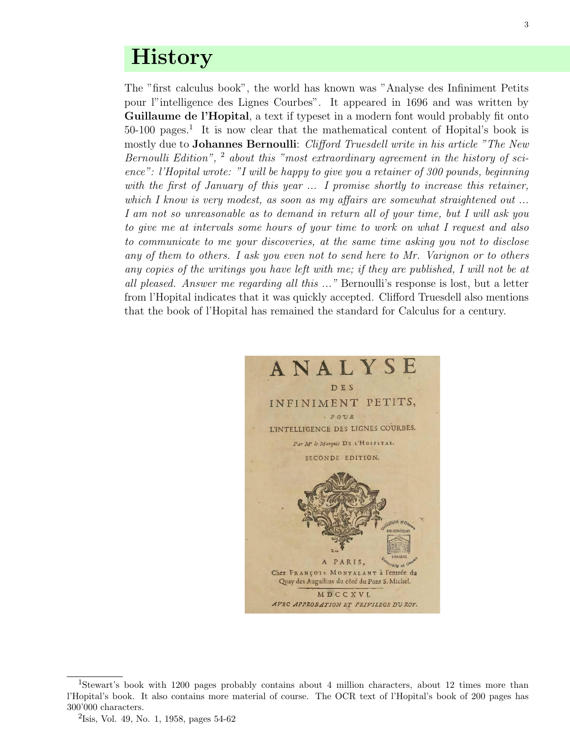# History

The "first calculus book", the world has known was "Analyse des Infiniment Petits pour l"intelligence des Lignes Courbes". It appeared in 1696 and was written by **Guillaume de l'Hopital**, a text if typeset in a modern font would probably fit onto 50-100 pages.[1] It is now clear that the mathematical content of Hopital's book is mostly due to **Johannes Bernoulli**: *Clifford Truesdell write in his article "The New Bernoulli Edition",* [2] *about this "most extraordinary agreement in the history of science": l'Hopital wrote: "I will be happy to give you a retainer of 300 pounds, beginning with the first of January of this year ... I promise shortly to increase this retainer, which I know is very modest, as soon as my affairs are somewhat straightened out ... I am not so unreasonable as to demand in return all of your time, but I will ask you to give me at intervals some hours of your time to work on what I request and also to communicate to me your discoveries, at the same time asking you not to disclose any of them to others. I ask you even not to send here to Mr. Varignon or to others any copies of the writings you have left with me; if they are published, I will not be at all pleased. Answer me regarding all this ..."* Bernoulli's response is lost, but a letter from l'Hopital indicates that it was quickly accepted. Clifford Truesdell also mentions that the book of l'Hopital has remained the standard for Calculus for a century.

---

[1] Stewart's book with 1200 pages probably contains about 4 million characters, about 12 times more than l'Hopital's book. It also contains more material of course. The OCR text of l'Hopital's book of 200 pages has 300'000 characters.

[2] Isis, Vol. 49, No. 1, 1958, pages 54-62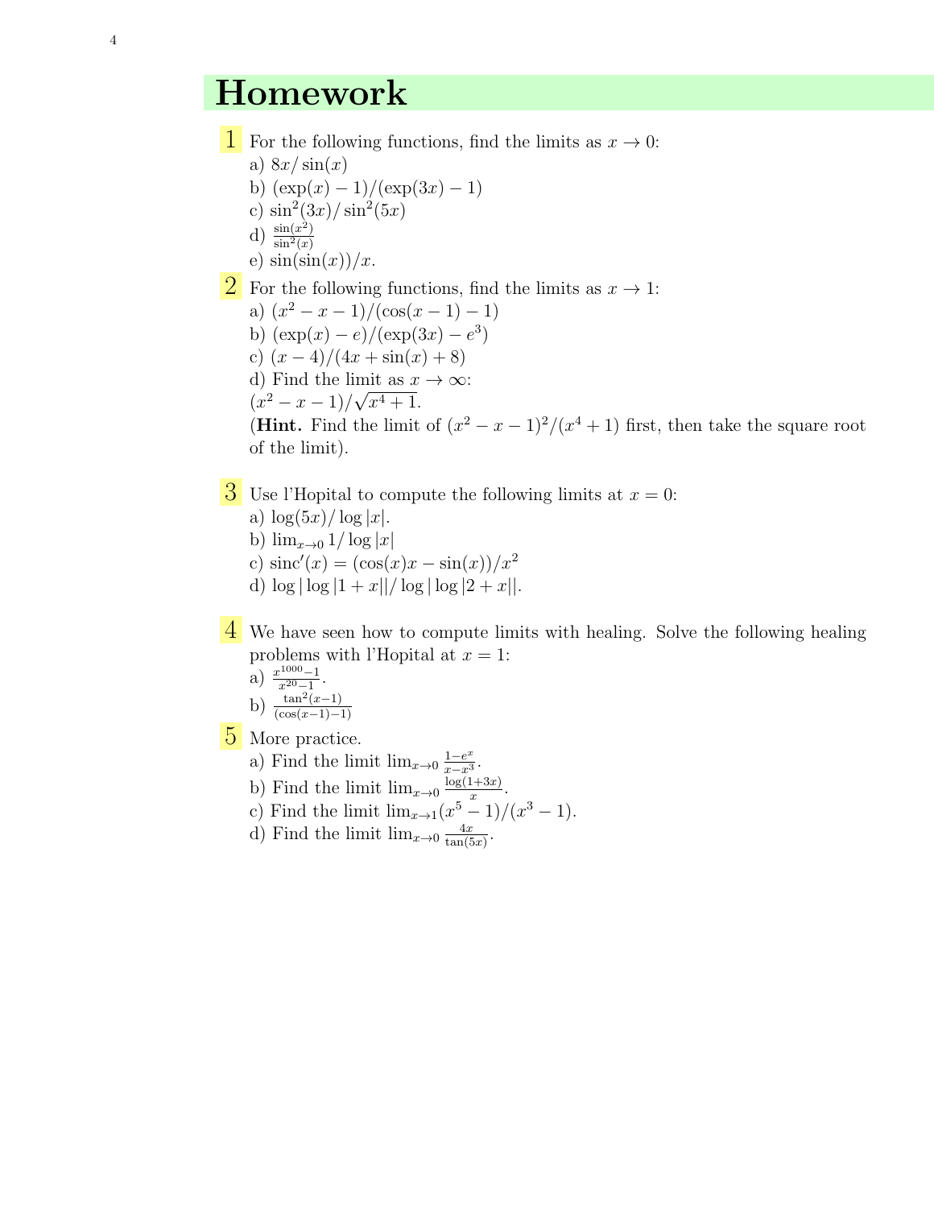# Homework

**1** For the following functions, find the limits as $x \to 0$:
a) $8x/\sin(x)$
b) $(\exp(x) - 1)/(\exp(3x) - 1)$
c) $\sin^2(3x)/\sin^2(5x)$
d) $\frac{\sin(x^2)}{\sin^2(x)}$
e) $\sin(\sin(x))/x$.

**2** For the following functions, find the limits as $x \to 1$:
a) $(x^2 - x - 1)/(\cos(x-1) - 1)$
b) $(\exp(x) - e)/(\exp(3x) - e^3)$
c) $(x - 4)/(4x + \sin(x) + 8)$
d) Find the limit as $x \to \infty$:
$(x^2 - x - 1)/\sqrt{x^4 + 1}$.
(**Hint.** Find the limit of $(x^2 - x - 1)^2/(x^4 + 1)$ first, then take the square root of the limit).

**3** Use l'Hopital to compute the following limits at $x = 0$:
a) $\log(5x)/\log|x|$.
b) $\lim_{x \to 0} 1/\log|x|$
c) $\text{sinc}'(x) = (\cos(x)x - \sin(x))/x^2$
d) $\log|\log|1 + x||/\log|\log|2 + x||$.

**4** We have seen how to compute limits with healing. Solve the following healing problems with l'Hopital at $x = 1$:
a) $\frac{x^{1000} - 1}{x^{20} - 1}$.
b) $\frac{\tan^2(x-1)}{(\cos(x-1) - 1)}$

**5** More practice.
a) Find the limit $\lim_{x \to 0} \frac{1 - e^x}{x - x^3}$.
b) Find the limit $\lim_{x \to 0} \frac{\log(1+3x)}{x}$.
c) Find the limit $\lim_{x \to 1} (x^5 - 1)/(x^3 - 1)$.
d) Find the limit $\lim_{x \to 0} \frac{4x}{\tan(5x)}$.